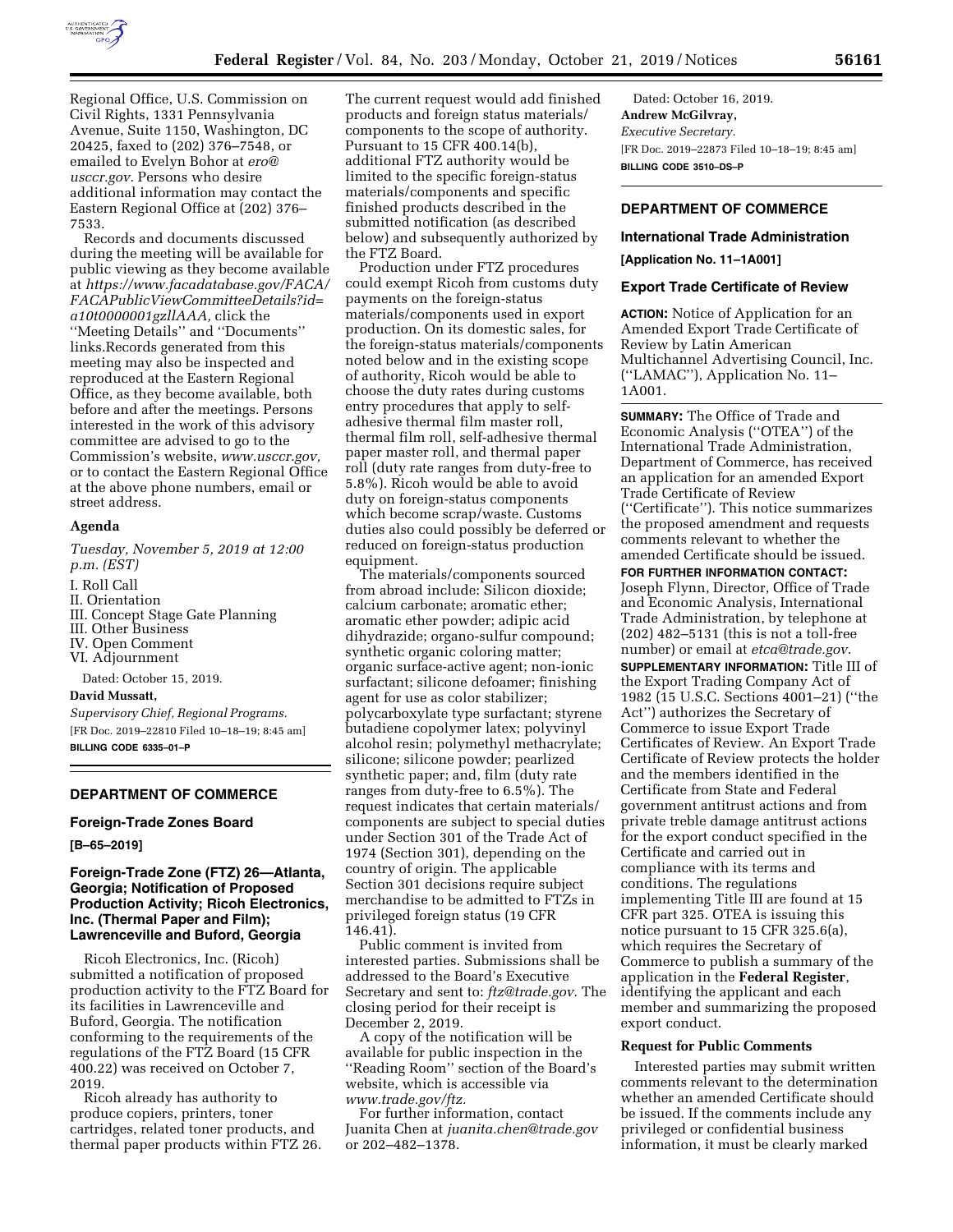Regional Office, U.S. Commission on Civil Rights, 1331 Pennsylvania Avenue, Suite 1150, Washington, DC 20425, faxed to (202) 376–7548, or emailed to Evelyn Bohor at *ero@usccr.gov*. Persons who desire additional information may contact the Eastern Regional Office at (202) 376–7533.

Records and documents discussed during the meeting will be available for public viewing as they become available at *https://www.facadatabase.gov/FACA/FACAPublicViewCommitteeDetails?id=a10t0000001gzllAAA,* click the ''Meeting Details'' and ''Documents'' links.Records generated from this meeting may also be inspected and reproduced at the Eastern Regional Office, as they become available, both before and after the meetings. Persons interested in the work of this advisory committee are advised to go to the Commission's website, *www.usccr.gov,* or to contact the Eastern Regional Office at the above phone numbers, email or street address.

### Agenda

*Tuesday, November 5, 2019 at 12:00 p.m. (EST)*

I. Roll Call
II. Orientation
III. Concept Stage Gate Planning
III. Other Business
IV. Open Comment
VI. Adjournment

Dated: October 15, 2019.

**David Mussatt,**

*Supervisory Chief, Regional Programs.*

[FR Doc. 2019–22810 Filed 10–18–19; 8:45 am]

**BILLING CODE 6335–01–P**

## DEPARTMENT OF COMMERCE

### Foreign-Trade Zones Board

**[B–65–2019]**

### Foreign-Trade Zone (FTZ) 26—Atlanta, Georgia; Notification of Proposed Production Activity; Ricoh Electronics, Inc. (Thermal Paper and Film); Lawrenceville and Buford, Georgia

Ricoh Electronics, Inc. (Ricoh) submitted a notification of proposed production activity to the FTZ Board for its facilities in Lawrenceville and Buford, Georgia. The notification conforming to the requirements of the regulations of the FTZ Board (15 CFR 400.22) was received on October 7, 2019.

Ricoh already has authority to produce copiers, printers, toner cartridges, related toner products, and thermal paper products within FTZ 26. The current request would add finished products and foreign status materials/components to the scope of authority. Pursuant to 15 CFR 400.14(b), additional FTZ authority would be limited to the specific foreign-status materials/components and specific finished products described in the submitted notification (as described below) and subsequently authorized by the FTZ Board.

Production under FTZ procedures could exempt Ricoh from customs duty payments on the foreign-status materials/components used in export production. On its domestic sales, for the foreign-status materials/components noted below and in the existing scope of authority, Ricoh would be able to choose the duty rates during customs entry procedures that apply to self-adhesive thermal film master roll, thermal film roll, self-adhesive thermal paper master roll, and thermal paper roll (duty rate ranges from duty-free to 5.8%). Ricoh would be able to avoid duty on foreign-status components which become scrap/waste. Customs duties also could possibly be deferred or reduced on foreign-status production equipment.

The materials/components sourced from abroad include: Silicon dioxide; calcium carbonate; aromatic ether; aromatic ether powder; adipic acid dihydrazide; organo-sulfur compound; synthetic organic coloring matter; organic surface-active agent; non-ionic surfactant; silicone defoamer; finishing agent for use as color stabilizer; polycarboxylate type surfactant; styrene butadiene copolymer latex; polyvinyl alcohol resin; polymethyl methacrylate; silicone; silicone powder; pearlized synthetic paper; and, film (duty rate ranges from duty-free to 6.5%). The request indicates that certain materials/components are subject to special duties under Section 301 of the Trade Act of 1974 (Section 301), depending on the country of origin. The applicable Section 301 decisions require subject merchandise to be admitted to FTZs in privileged foreign status (19 CFR 146.41).

Public comment is invited from interested parties. Submissions shall be addressed to the Board's Executive Secretary and sent to: *ftz@trade.gov.* The closing period for their receipt is December 2, 2019.

A copy of the notification will be available for public inspection in the ''Reading Room'' section of the Board's website, which is accessible via *www.trade.gov/ftz.*

For further information, contact Juanita Chen at *juanita.chen@trade.gov* or 202–482–1378.

Dated: October 16, 2019.

**Andrew McGilvray,**

*Executive Secretary.*

[FR Doc. 2019–22873 Filed 10–18–19; 8:45 am]

**BILLING CODE 3510–DS–P**

## DEPARTMENT OF COMMERCE

### International Trade Administration

**[Application No. 11–1A001]**

### Export Trade Certificate of Review

**ACTION:** Notice of Application for an Amended Export Trade Certificate of Review by Latin American Multichannel Advertising Council, Inc. (''LAMAC''), Application No. 11–1A001.

**SUMMARY:** The Office of Trade and Economic Analysis (''OTEA'') of the International Trade Administration, Department of Commerce, has received an application for an amended Export Trade Certificate of Review (''Certificate''). This notice summarizes the proposed amendment and requests comments relevant to whether the amended Certificate should be issued.

**FOR FURTHER INFORMATION CONTACT:** Joseph Flynn, Director, Office of Trade and Economic Analysis, International Trade Administration, by telephone at (202) 482–5131 (this is not a toll-free number) or email at *etca@trade.gov*.

**SUPPLEMENTARY INFORMATION:** Title III of the Export Trading Company Act of 1982 (15 U.S.C. Sections 4001–21) (''the Act'') authorizes the Secretary of Commerce to issue Export Trade Certificates of Review. An Export Trade Certificate of Review protects the holder and the members identified in the Certificate from State and Federal government antitrust actions and from private treble damage antitrust actions for the export conduct specified in the Certificate and carried out in compliance with its terms and conditions. The regulations implementing Title III are found at 15 CFR part 325. OTEA is issuing this notice pursuant to 15 CFR 325.6(a), which requires the Secretary of Commerce to publish a summary of the application in the **Federal Register**, identifying the applicant and each member and summarizing the proposed export conduct.

### Request for Public Comments

Interested parties may submit written comments relevant to the determination whether an amended Certificate should be issued. If the comments include any privileged or confidential business information, it must be clearly marked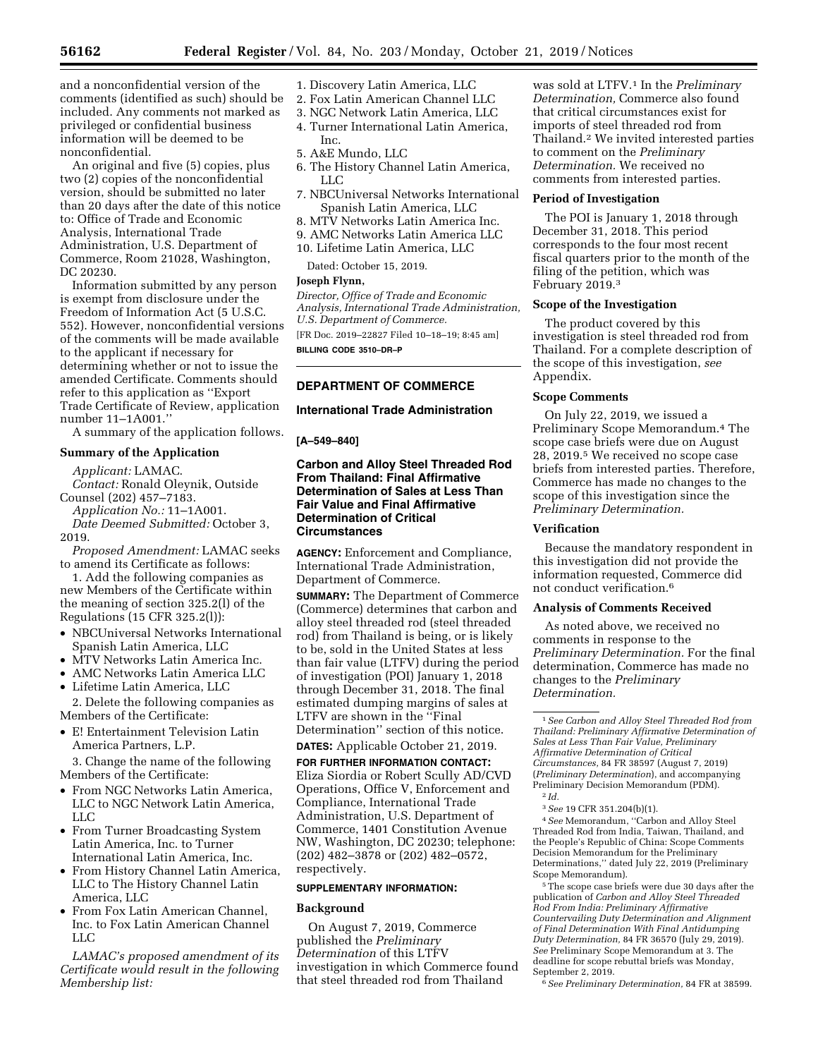and a nonconfidential version of the comments (identified as such) should be included. Any comments not marked as privileged or confidential business information will be deemed to be nonconfidential.

An original and five (5) copies, plus two (2) copies of the nonconfidential version, should be submitted no later than 20 days after the date of this notice to: Office of Trade and Economic Analysis, International Trade Administration, U.S. Department of Commerce, Room 21028, Washington, DC 20230.

Information submitted by any person is exempt from disclosure under the Freedom of Information Act (5 U.S.C. 552). However, nonconfidential versions of the comments will be made available to the applicant if necessary for determining whether or not to issue the amended Certificate. Comments should refer to this application as ''Export Trade Certificate of Review, application number 11–1A001.''

A summary of the application follows.

### Summary of the Application

*Applicant:* LAMAC.

*Contact:* Ronald Oleynik, Outside Counsel (202) 457–7183.

*Application No.:* 11–1A001.

*Date Deemed Submitted:* October 3, 2019.

*Proposed Amendment:* LAMAC seeks to amend its Certificate as follows:

1. Add the following companies as new Members of the Certificate within the meaning of section 325.2(l) of the Regulations (15 CFR 325.2(l)):

- NBCUniversal Networks International Spanish Latin America, LLC
- MTV Networks Latin America Inc.
- AMC Networks Latin America LLC
- Lifetime Latin America, LLC

2. Delete the following companies as Members of the Certificate:

- E! Entertainment Television Latin America Partners, L.P.

3. Change the name of the following Members of the Certificate:

- From NGC Networks Latin America, LLC to NGC Network Latin America, LLC
- From Turner Broadcasting System Latin America, Inc. to Turner International Latin America, Inc.
- From History Channel Latin America, LLC to The History Channel Latin America, LLC
- From Fox Latin American Channel, Inc. to Fox Latin American Channel LLC

*LAMAC's proposed amendment of its Certificate would result in the following Membership list:*

1. Discovery Latin America, LLC
2. Fox Latin American Channel LLC
3. NGC Network Latin America, LLC
4. Turner International Latin America, Inc.
5. A&E Mundo, LLC
6. The History Channel Latin America, LLC
7. NBCUniversal Networks International Spanish Latin America, LLC
8. MTV Networks Latin America Inc.
9. AMC Networks Latin America LLC
10. Lifetime Latin America, LLC

Dated: October 15, 2019.

**Joseph Flynn,**

*Director, Office of Trade and Economic Analysis, International Trade Administration, U.S. Department of Commerce.*

[FR Doc. 2019–22827 Filed 10–18–19; 8:45 am]

**BILLING CODE 3510–DR–P**

## DEPARTMENT OF COMMERCE

### International Trade Administration

**[A–549–840]**

### Carbon and Alloy Steel Threaded Rod From Thailand: Final Affirmative Determination of Sales at Less Than Fair Value and Final Affirmative Determination of Critical Circumstances

**AGENCY:** Enforcement and Compliance, International Trade Administration, Department of Commerce.

**SUMMARY:** The Department of Commerce (Commerce) determines that carbon and alloy steel threaded rod (steel threaded rod) from Thailand is being, or is likely to be, sold in the United States at less than fair value (LTFV) during the period of investigation (POI) January 1, 2018 through December 31, 2018. The final estimated dumping margins of sales at LTFV are shown in the ''Final Determination'' section of this notice.

**DATES:** Applicable October 21, 2019.

**FOR FURTHER INFORMATION CONTACT:** Eliza Siordia or Robert Scully AD/CVD Operations, Office V, Enforcement and Compliance, International Trade Administration, U.S. Department of Commerce, 1401 Constitution Avenue NW, Washington, DC 20230; telephone: (202) 482–3878 or (202) 482–0572, respectively.

**SUPPLEMENTARY INFORMATION:**

### Background

On August 7, 2019, Commerce published the *Preliminary Determination* of this LTFV investigation in which Commerce found that steel threaded rod from Thailand was sold at LTFV.[1] In the *Preliminary Determination,* Commerce also found that critical circumstances exist for imports of steel threaded rod from Thailand.[2] We invited interested parties to comment on the *Preliminary Determination.* We received no comments from interested parties.

### Period of Investigation

The POI is January 1, 2018 through December 31, 2018. This period corresponds to the four most recent fiscal quarters prior to the month of the filing of the petition, which was February 2019.[3]

### Scope of the Investigation

The product covered by this investigation is steel threaded rod from Thailand. For a complete description of the scope of this investigation, *see* Appendix.

### Scope Comments

On July 22, 2019, we issued a Preliminary Scope Memorandum.[4] The scope case briefs were due on August 28, 2019.[5] We received no scope case briefs from interested parties. Therefore, Commerce has made no changes to the scope of this investigation since the *Preliminary Determination.*

### Verification

Because the mandatory respondent in this investigation did not provide the information requested, Commerce did not conduct verification.[6]

### Analysis of Comments Received

As noted above, we received no comments in response to the *Preliminary Determination.* For the final determination, Commerce has made no changes to the *Preliminary Determination.*

---

[1] *See Carbon and Alloy Steel Threaded Rod from Thailand: Preliminary Affirmative Determination of Sales at Less Than Fair Value, Preliminary Affirmative Determination of Critical Circumstances,* 84 FR 38597 (August 7, 2019) (*Preliminary Determination*), and accompanying Preliminary Decision Memorandum (PDM).

[2] *Id.*

[3] *See* 19 CFR 351.204(b)(1).

[4] *See* Memorandum, ''Carbon and Alloy Steel Threaded Rod from India, Taiwan, Thailand, and the People's Republic of China: Scope Comments Decision Memorandum for the Preliminary Determinations,'' dated July 22, 2019 (Preliminary Scope Memorandum).

[5] The scope case briefs were due 30 days after the publication of *Carbon and Alloy Steel Threaded Rod From India: Preliminary Affirmative Countervailing Duty Determination and Alignment of Final Determination With Final Antidumping Duty Determination,* 84 FR 36570 (July 29, 2019). *See* Preliminary Scope Memorandum at 3. The deadline for scope rebuttal briefs was Monday, September 2, 2019.

[6] *See Preliminary Determination,* 84 FR at 38599.